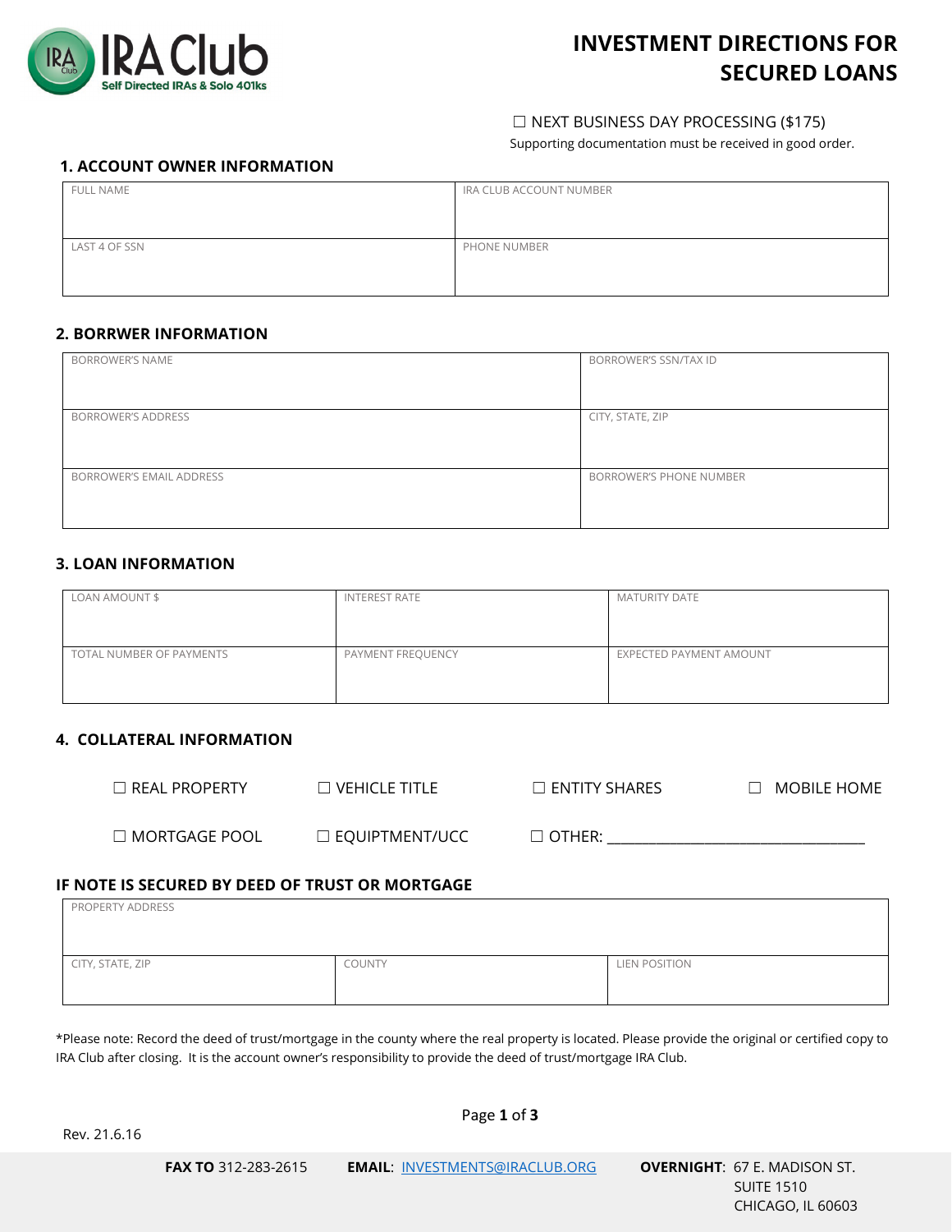# INVESTMENT DIRECTIONS FOR SECURED LOANS

☐ NEXT BUSINESS DAY PROCESSING ($175)

Supporting documentation must be received in good order.

## 1. ACCOUNT OWNER INFORMATION

| FULL NAME | IRA CLUB ACCOUNT NUMBER |
|---|---|
| LAST 4 OF SSN | PHONE NUMBER |

## 2. BORRWER INFORMATION

| BORROWER'S NAME | BORROWER'S SSN/TAX ID |
|---|---|
| BORROWER'S ADDRESS | CITY, STATE, ZIP |
| BORROWER'S EMAIL ADDRESS | BORROWER'S PHONE NUMBER |

## 3. LOAN INFORMATION

| LOAN AMOUNT $ | INTEREST RATE | MATURITY DATE |
|---|---|---|
| TOTAL NUMBER OF PAYMENTS | PAYMENT FREQUENCY | EXPECTED PAYMENT AMOUNT |

## 4. COLLATERAL INFORMATION

☐ REAL PROPERTY ☐ VEHICLE TITLE ☐ ENTITY SHARES ☐ MOBILE HOME

☐ MORTGAGE POOL ☐ EQUIPTMENT/UCC ☐ OTHER: ___________________________________

## IF NOTE IS SECURED BY DEED OF TRUST OR MORTGAGE

| PROPERTY ADDRESS | | |
|---|---|---|
| CITY, STATE, ZIP | COUNTY | LIEN POSITION |

*Please note: Record the deed of trust/mortgage in the county where the real property is located. Please provide the original or certified copy to IRA Club after closing. It is the account owner's responsibility to provide the deed of trust/mortgage IRA Club.

Rev. 21.6.16

**FAX TO** 312-283-2615 **EMAIL**: INVESTMENTS@IRACLUB.ORG **OVERNIGHT**: 67 E. MADISON ST. SUITE 1510 CHICAGO, IL 60603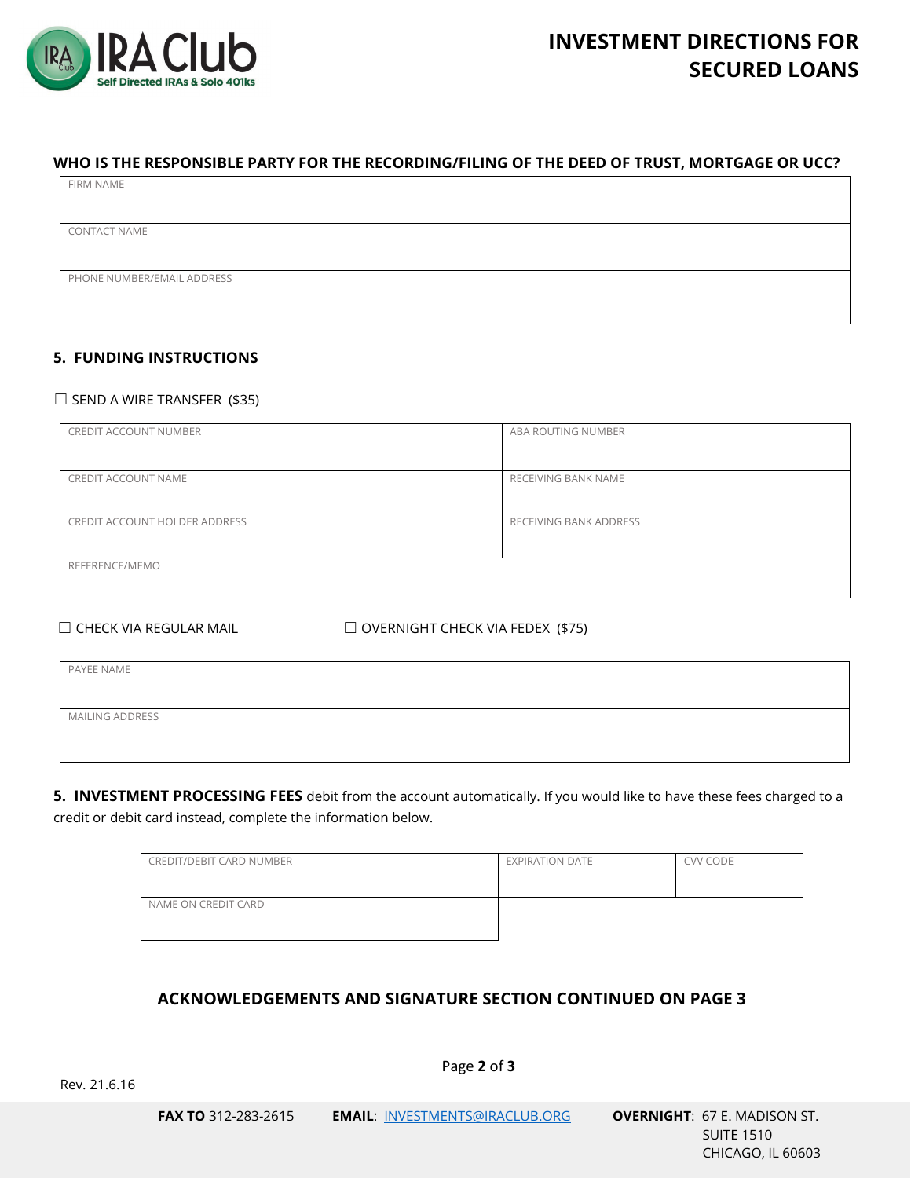# INVESTMENT DIRECTIONS FOR SECURED LOANS

### WHO IS THE RESPONSIBLE PARTY FOR THE RECORDING/FILING OF THE DEED OF TRUST, MORTGAGE OR UCC?

| FIRM NAME |
| --- |
| CONTACT NAME |
| PHONE NUMBER/EMAIL ADDRESS |

### 5. FUNDING INSTRUCTIONS

☐ SEND A WIRE TRANSFER ($35)

| CREDIT ACCOUNT NUMBER | ABA ROUTING NUMBER |
| --- | --- |
| CREDIT ACCOUNT NAME | RECEIVING BANK NAME |
| CREDIT ACCOUNT HOLDER ADDRESS | RECEIVING BANK ADDRESS |
| REFERENCE/MEMO | |

☐ CHECK VIA REGULAR MAIL ☐ OVERNIGHT CHECK VIA FEDEX ($75)

| PAYEE NAME |
| --- |
| MAILING ADDRESS |

**5. INVESTMENT PROCESSING FEES** debit from the account automatically. If you would like to have these fees charged to a credit or debit card instead, complete the information below.

| CREDIT/DEBIT CARD NUMBER | EXPIRATION DATE | CVV CODE |
| --- | --- | --- |
| NAME ON CREDIT CARD | | |

**ACKNOWLEDGEMENTS AND SIGNATURE SECTION CONTINUED ON PAGE 3**

Rev. 21.6.16

**FAX TO** 312-283-2615 **EMAIL**: INVESTMENTS@IRACLUB.ORG **OVERNIGHT**: 67 E. MADISON ST. SUITE 1510 CHICAGO, IL 60603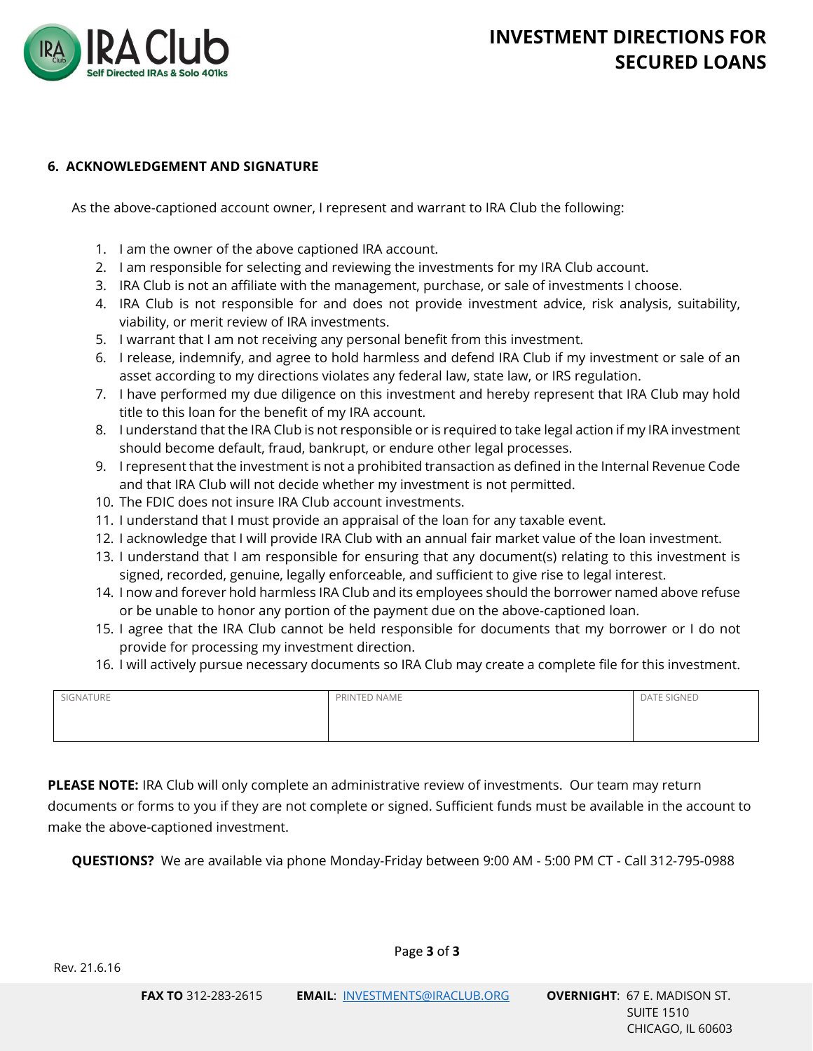# INVESTMENT DIRECTIONS FOR SECURED LOANS

## 6. ACKNOWLEDGEMENT AND SIGNATURE

As the above-captioned account owner, I represent and warrant to IRA Club the following:

1. I am the owner of the above captioned IRA account.
2. I am responsible for selecting and reviewing the investments for my IRA Club account.
3. IRA Club is not an affiliate with the management, purchase, or sale of investments I choose.
4. IRA Club is not responsible for and does not provide investment advice, risk analysis, suitability, viability, or merit review of IRA investments.
5. I warrant that I am not receiving any personal benefit from this investment.
6. I release, indemnify, and agree to hold harmless and defend IRA Club if my investment or sale of an asset according to my directions violates any federal law, state law, or IRS regulation.
7. I have performed my due diligence on this investment and hereby represent that IRA Club may hold title to this loan for the benefit of my IRA account.
8. I understand that the IRA Club is not responsible or is required to take legal action if my IRA investment should become default, fraud, bankrupt, or endure other legal processes.
9. I represent that the investment is not a prohibited transaction as defined in the Internal Revenue Code and that IRA Club will not decide whether my investment is not permitted.
10. The FDIC does not insure IRA Club account investments.
11. I understand that I must provide an appraisal of the loan for any taxable event.
12. I acknowledge that I will provide IRA Club with an annual fair market value of the loan investment.
13. I understand that I am responsible for ensuring that any document(s) relating to this investment is signed, recorded, genuine, legally enforceable, and sufficient to give rise to legal interest.
14. I now and forever hold harmless IRA Club and its employees should the borrower named above refuse or be unable to honor any portion of the payment due on the above-captioned loan.
15. I agree that the IRA Club cannot be held responsible for documents that my borrower or I do not provide for processing my investment direction.
16. I will actively pursue necessary documents so IRA Club may create a complete file for this investment.

| SIGNATURE | PRINTED NAME | DATE SIGNED |
|---|---|---|
| | | |

**PLEASE NOTE:** IRA Club will only complete an administrative review of investments. Our team may return documents or forms to you if they are not complete or signed. Sufficient funds must be available in the account to make the above-captioned investment.

**QUESTIONS?** We are available via phone Monday-Friday between 9:00 AM - 5:00 PM CT - Call 312-795-0988

Rev. 21.6.16

**FAX TO** 312-283-2615 **EMAIL**: INVESTMENTS@IRACLUB.ORG **OVERNIGHT**: 67 E. MADISON ST. SUITE 1510 CHICAGO, IL 60603